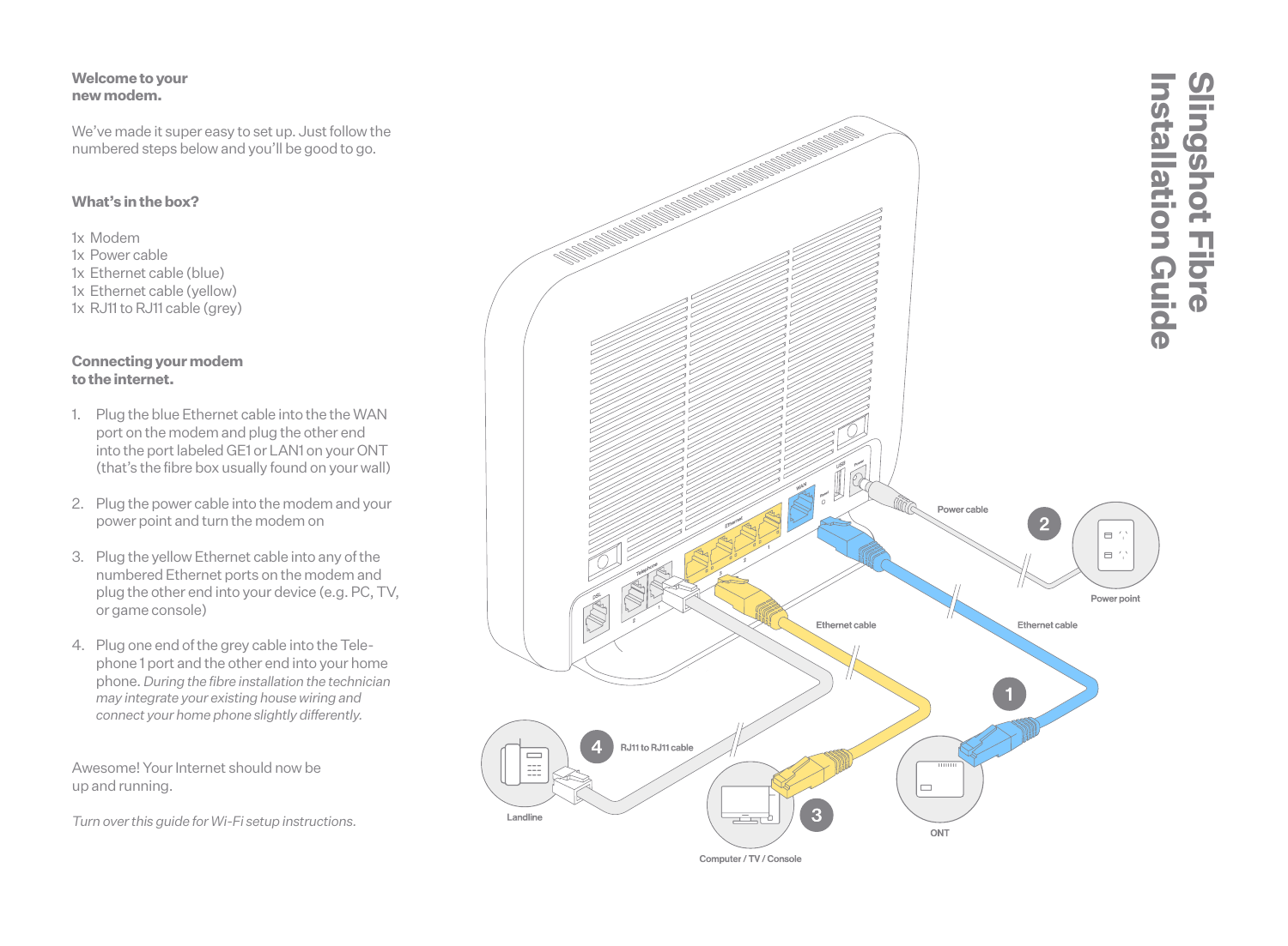# Slingshot Fibre Installation Guide

**Welcome to your new modem.**

We've made it super easy to set up. Just follow the numbered steps below and you'll be good to go.

**What's in the box?**

1x Modem
1x Power cable
1x Ethernet cable (blue)
1x Ethernet cable (yellow)
1x RJ11 to RJ11 cable (grey)

**Connecting your modem to the internet.**

1. Plug the blue Ethernet cable into the the WAN port on the modem and plug the other end into the port labeled GE1 or LAN1 on your ONT (that's the fibre box usually found on your wall)

2. Plug the power cable into the modem and your power point and turn the modem on

3. Plug the yellow Ethernet cable into any of the numbered Ethernet ports on the modem and plug the other end into your device (e.g. PC, TV, or game console)

4. Plug one end of the grey cable into the Telephone 1 port and the other end into your home phone. *During the fibre installation the technician may integrate your existing house wiring and connect your home phone slightly differently.*

Awesome! Your Internet should now be up and running.

*Turn over this guide for Wi-Fi setup instructions.*

Power cable
Power point
Ethernet cable
Ethernet cable
RJ11 to RJ11 cable
Landline
Computer / TV / Console
ONT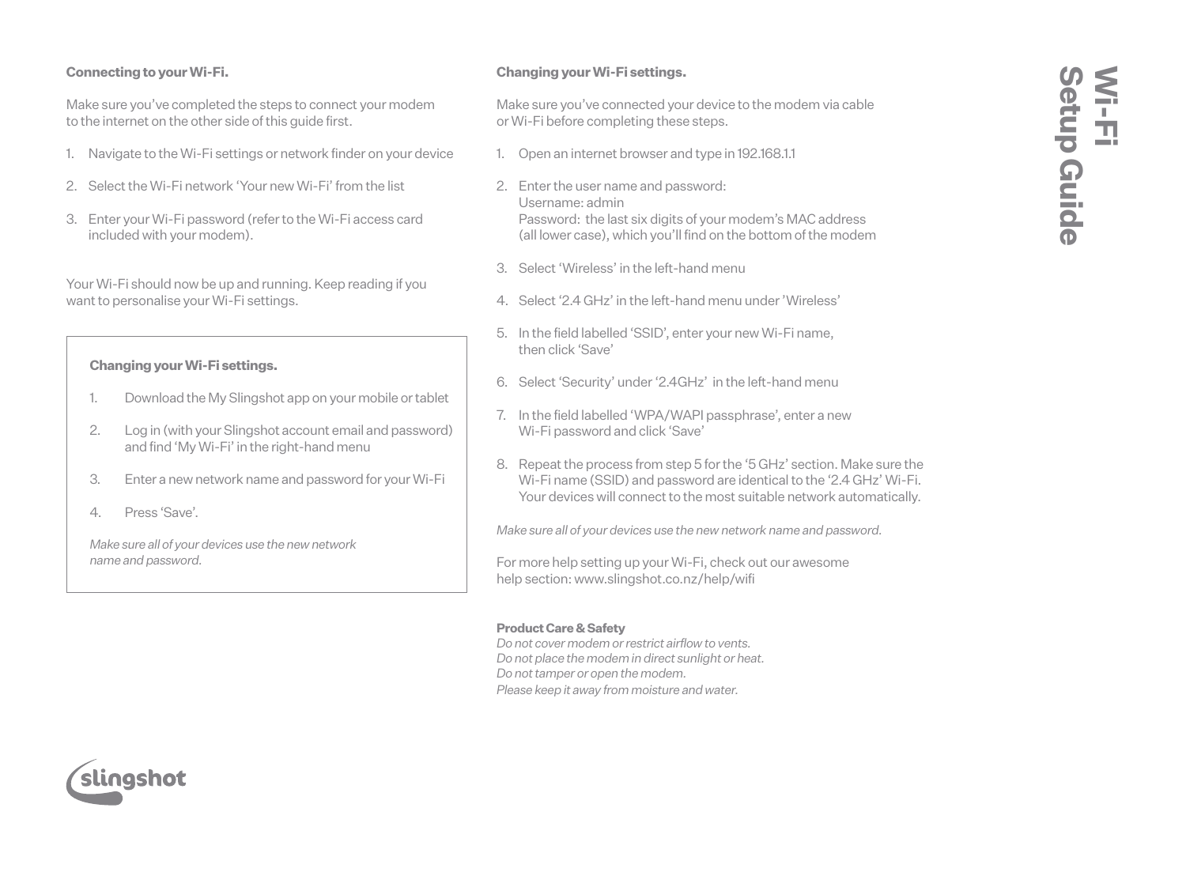# Wi-Fi Setup Guide

## Connecting to your Wi-Fi.

Make sure you've completed the steps to connect your modem to the internet on the other side of this guide first.

1. Navigate to the Wi-Fi settings or network finder on your device
2. Select the Wi-Fi network 'Your new Wi-Fi' from the list
3. Enter your Wi-Fi password (refer to the Wi-Fi access card included with your modem).

Your Wi-Fi should now be up and running. Keep reading if you want to personalise your Wi-Fi settings.

### Changing your Wi-Fi settings.

1. Download the My Slingshot app on your mobile or tablet
2. Log in (with your Slingshot account email and password) and find 'My Wi-Fi' in the right-hand menu
3. Enter a new network name and password for your Wi-Fi
4. Press 'Save'.

*Make sure all of your devices use the new network name and password.*

## Changing your Wi-Fi settings.

Make sure you've connected your device to the modem via cable or Wi-Fi before completing these steps.

1. Open an internet browser and type in 192.168.1.1
2. Enter the user name and password:
   Username: admin
   Password: the last six digits of your modem's MAC address (all lower case), which you'll find on the bottom of the modem
3. Select 'Wireless' in the left-hand menu
4. Select '2.4 GHz' in the left-hand menu under 'Wireless'
5. In the field labelled 'SSID', enter your new Wi-Fi name, then click 'Save'
6. Select 'Security' under '2.4GHz' in the left-hand menu
7. In the field labelled 'WPA/WAPI passphrase', enter a new Wi-Fi password and click 'Save'
8. Repeat the process from step 5 for the '5 GHz' section. Make sure the Wi-Fi name (SSID) and password are identical to the '2.4 GHz' Wi-Fi. Your devices will connect to the most suitable network automatically.

*Make sure all of your devices use the new network name and password.*

For more help setting up your Wi-Fi, check out our awesome help section: www.slingshot.co.nz/help/wifi

**Product Care & Safety**

*Do not cover modem or restrict airflow to vents.*
*Do not place the modem in direct sunlight or heat.*
*Do not tamper or open the modem.*
*Please keep it away from moisture and water.*

slingshot